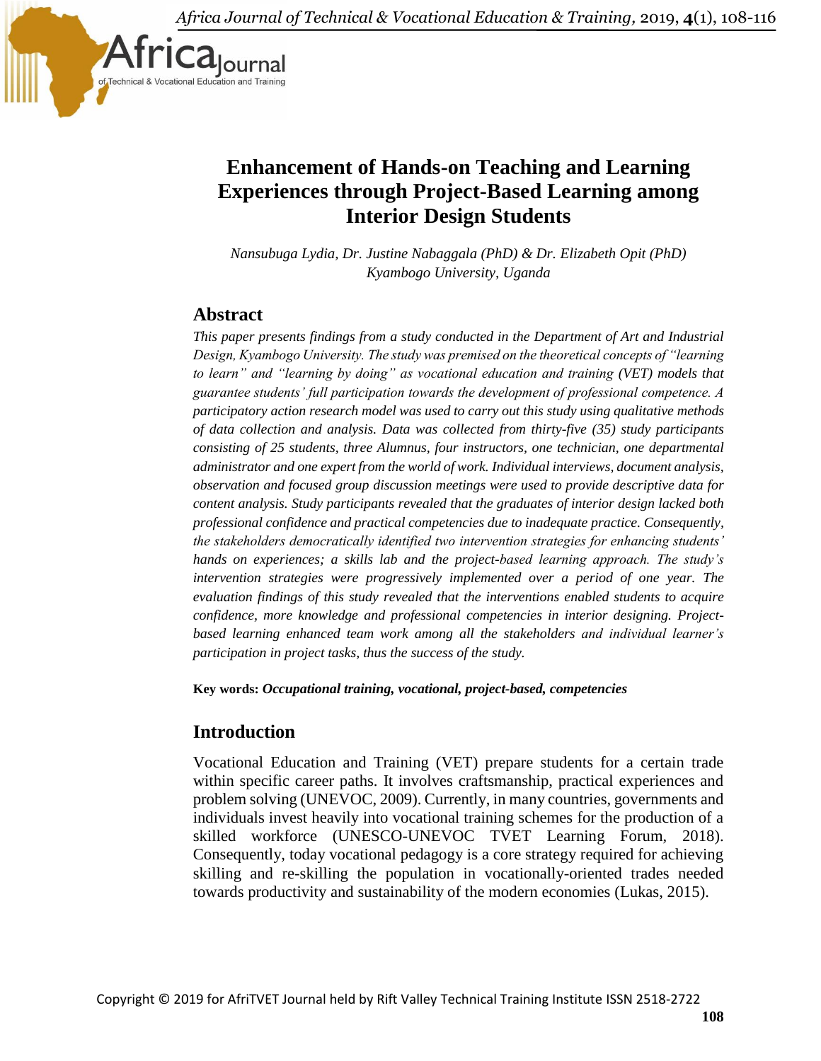# Enhancement of Hands-on Teaching and Learning Experiences through Project-Based Learning among Interior Design Students

*Nansubuga Lydia, Dr. Justine Nabaggala (PhD) & Dr. Elizabeth Opit (PhD)*
*Kyambogo University, Uganda*

## Abstract

*This paper presents findings from a study conducted in the Department of Art and Industrial Design, Kyambogo University. The study was premised on the theoretical concepts of "learning to learn" and "learning by doing" as vocational education and training (VET) models that guarantee students' full participation towards the development of professional competence. A participatory action research model was used to carry out this study using qualitative methods of data collection and analysis. Data was collected from thirty-five (35) study participants consisting of 25 students, three Alumnus, four instructors, one technician, one departmental administrator and one expert from the world of work. Individual interviews, document analysis, observation and focused group discussion meetings were used to provide descriptive data for content analysis. Study participants revealed that the graduates of interior design lacked both professional confidence and practical competencies due to inadequate practice. Consequently, the stakeholders democratically identified two intervention strategies for enhancing students' hands on experiences; a skills lab and the project-based learning approach. The study's intervention strategies were progressively implemented over a period of one year. The evaluation findings of this study revealed that the interventions enabled students to acquire confidence, more knowledge and professional competencies in interior designing. Project-based learning enhanced team work among all the stakeholders and individual learner's participation in project tasks, thus the success of the study.*

**Key words:** ***Occupational training, vocational, project-based, competencies***

## Introduction

Vocational Education and Training (VET) prepare students for a certain trade within specific career paths. It involves craftsmanship, practical experiences and problem solving (UNEVOC, 2009). Currently, in many countries, governments and individuals invest heavily into vocational training schemes for the production of a skilled workforce (UNESCO-UNEVOC TVET Learning Forum, 2018). Consequently, today vocational pedagogy is a core strategy required for achieving skilling and re-skilling the population in vocationally-oriented trades needed towards productivity and sustainability of the modern economies (Lukas, 2015).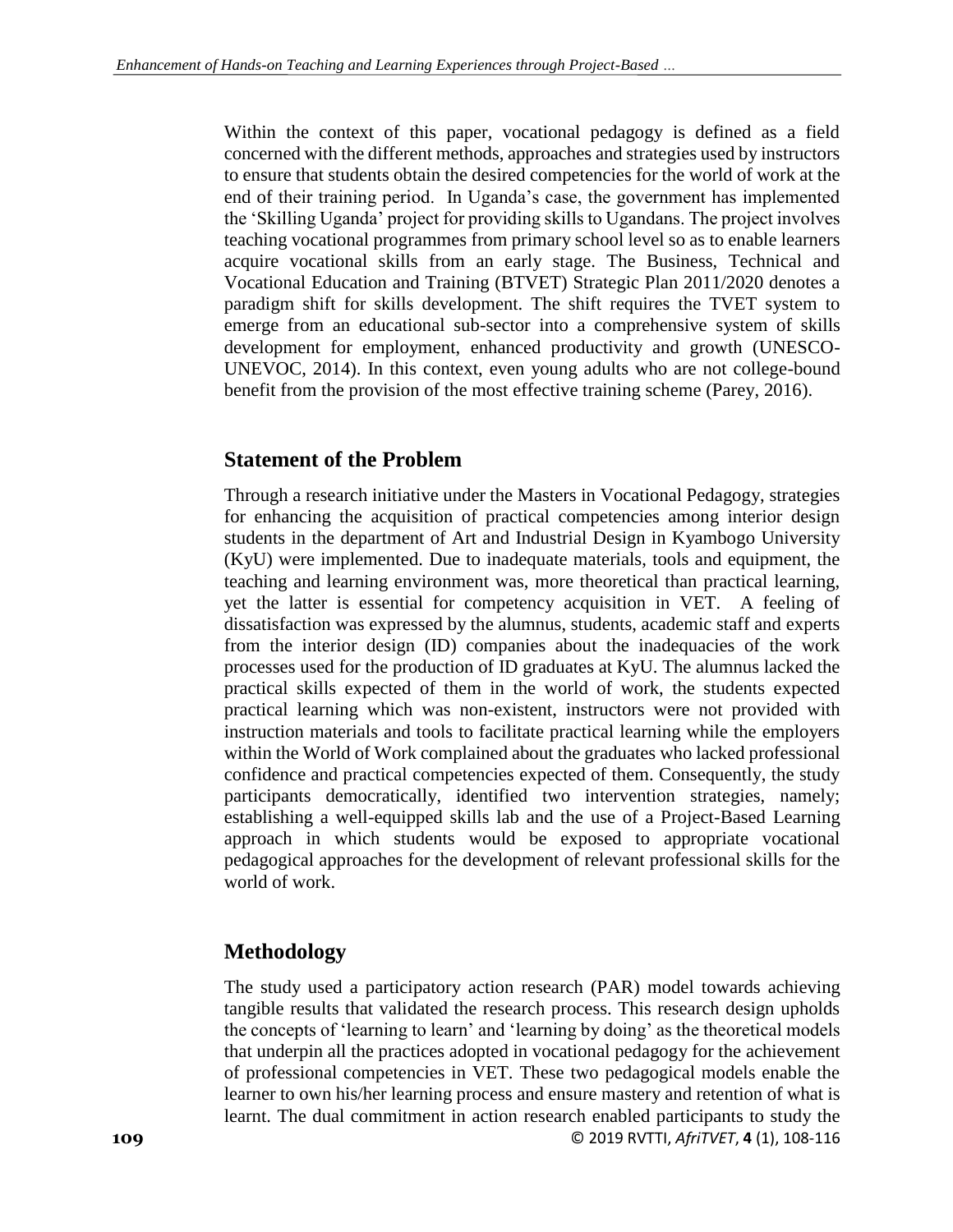Within the context of this paper, vocational pedagogy is defined as a field concerned with the different methods, approaches and strategies used by instructors to ensure that students obtain the desired competencies for the world of work at the end of their training period. In Uganda's case, the government has implemented the 'Skilling Uganda' project for providing skills to Ugandans. The project involves teaching vocational programmes from primary school level so as to enable learners acquire vocational skills from an early stage. The Business, Technical and Vocational Education and Training (BTVET) Strategic Plan 2011/2020 denotes a paradigm shift for skills development. The shift requires the TVET system to emerge from an educational sub-sector into a comprehensive system of skills development for employment, enhanced productivity and growth (UNESCO-UNEVOC, 2014). In this context, even young adults who are not college-bound benefit from the provision of the most effective training scheme (Parey, 2016).

## Statement of the Problem

Through a research initiative under the Masters in Vocational Pedagogy, strategies for enhancing the acquisition of practical competencies among interior design students in the department of Art and Industrial Design in Kyambogo University (KyU) were implemented. Due to inadequate materials, tools and equipment, the teaching and learning environment was, more theoretical than practical learning, yet the latter is essential for competency acquisition in VET. A feeling of dissatisfaction was expressed by the alumnus, students, academic staff and experts from the interior design (ID) companies about the inadequacies of the work processes used for the production of ID graduates at KyU. The alumnus lacked the practical skills expected of them in the world of work, the students expected practical learning which was non-existent, instructors were not provided with instruction materials and tools to facilitate practical learning while the employers within the World of Work complained about the graduates who lacked professional confidence and practical competencies expected of them. Consequently, the study participants democratically, identified two intervention strategies, namely; establishing a well-equipped skills lab and the use of a Project-Based Learning approach in which students would be exposed to appropriate vocational pedagogical approaches for the development of relevant professional skills for the world of work.

## Methodology

The study used a participatory action research (PAR) model towards achieving tangible results that validated the research process. This research design upholds the concepts of 'learning to learn' and 'learning by doing' as the theoretical models that underpin all the practices adopted in vocational pedagogy for the achievement of professional competencies in VET. These two pedagogical models enable the learner to own his/her learning process and ensure mastery and retention of what is learnt. The dual commitment in action research enabled participants to study the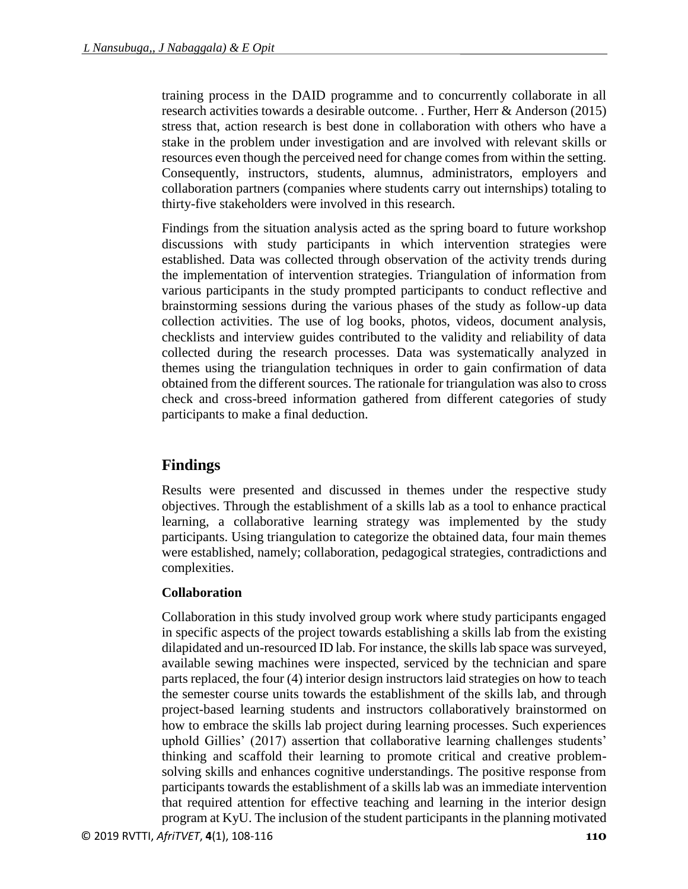training process in the DAID programme and to concurrently collaborate in all research activities towards a desirable outcome. . Further, Herr & Anderson (2015) stress that, action research is best done in collaboration with others who have a stake in the problem under investigation and are involved with relevant skills or resources even though the perceived need for change comes from within the setting. Consequently, instructors, students, alumnus, administrators, employers and collaboration partners (companies where students carry out internships) totaling to thirty-five stakeholders were involved in this research.

Findings from the situation analysis acted as the spring board to future workshop discussions with study participants in which intervention strategies were established. Data was collected through observation of the activity trends during the implementation of intervention strategies. Triangulation of information from various participants in the study prompted participants to conduct reflective and brainstorming sessions during the various phases of the study as follow-up data collection activities. The use of log books, photos, videos, document analysis, checklists and interview guides contributed to the validity and reliability of data collected during the research processes. Data was systematically analyzed in themes using the triangulation techniques in order to gain confirmation of data obtained from the different sources. The rationale for triangulation was also to cross check and cross-breed information gathered from different categories of study participants to make a final deduction.

## Findings

Results were presented and discussed in themes under the respective study objectives. Through the establishment of a skills lab as a tool to enhance practical learning, a collaborative learning strategy was implemented by the study participants. Using triangulation to categorize the obtained data, four main themes were established, namely; collaboration, pedagogical strategies, contradictions and complexities.

### Collaboration

Collaboration in this study involved group work where study participants engaged in specific aspects of the project towards establishing a skills lab from the existing dilapidated and un-resourced ID lab. For instance, the skills lab space was surveyed, available sewing machines were inspected, serviced by the technician and spare parts replaced, the four (4) interior design instructors laid strategies on how to teach the semester course units towards the establishment of the skills lab, and through project-based learning students and instructors collaboratively brainstormed on how to embrace the skills lab project during learning processes. Such experiences uphold Gillies' (2017) assertion that collaborative learning challenges students' thinking and scaffold their learning to promote critical and creative problem-solving skills and enhances cognitive understandings. The positive response from participants towards the establishment of a skills lab was an immediate intervention that required attention for effective teaching and learning in the interior design program at KyU. The inclusion of the student participants in the planning motivated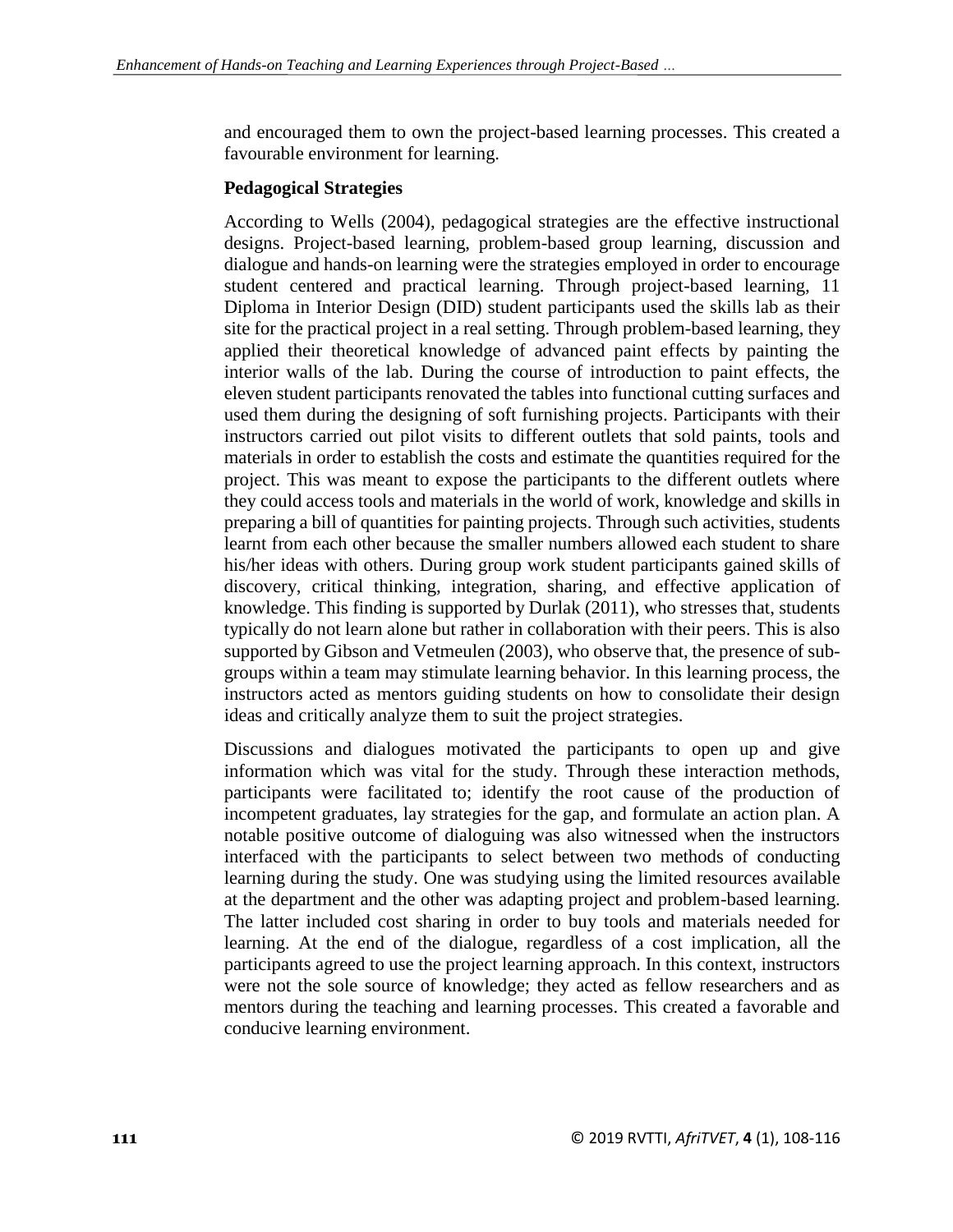and encouraged them to own the project-based learning processes. This created a favourable environment for learning.

### Pedagogical Strategies

According to Wells (2004), pedagogical strategies are the effective instructional designs. Project-based learning, problem-based group learning, discussion and dialogue and hands-on learning were the strategies employed in order to encourage student centered and practical learning. Through project-based learning, 11 Diploma in Interior Design (DID) student participants used the skills lab as their site for the practical project in a real setting. Through problem-based learning, they applied their theoretical knowledge of advanced paint effects by painting the interior walls of the lab. During the course of introduction to paint effects, the eleven student participants renovated the tables into functional cutting surfaces and used them during the designing of soft furnishing projects. Participants with their instructors carried out pilot visits to different outlets that sold paints, tools and materials in order to establish the costs and estimate the quantities required for the project. This was meant to expose the participants to the different outlets where they could access tools and materials in the world of work, knowledge and skills in preparing a bill of quantities for painting projects. Through such activities, students learnt from each other because the smaller numbers allowed each student to share his/her ideas with others. During group work student participants gained skills of discovery, critical thinking, integration, sharing, and effective application of knowledge. This finding is supported by Durlak (2011), who stresses that, students typically do not learn alone but rather in collaboration with their peers. This is also supported by Gibson and Vetmeulen (2003), who observe that, the presence of sub-groups within a team may stimulate learning behavior. In this learning process, the instructors acted as mentors guiding students on how to consolidate their design ideas and critically analyze them to suit the project strategies.

Discussions and dialogues motivated the participants to open up and give information which was vital for the study. Through these interaction methods, participants were facilitated to; identify the root cause of the production of incompetent graduates, lay strategies for the gap, and formulate an action plan. A notable positive outcome of dialoguing was also witnessed when the instructors interfaced with the participants to select between two methods of conducting learning during the study. One was studying using the limited resources available at the department and the other was adapting project and problem-based learning. The latter included cost sharing in order to buy tools and materials needed for learning. At the end of the dialogue, regardless of a cost implication, all the participants agreed to use the project learning approach. In this context, instructors were not the sole source of knowledge; they acted as fellow researchers and as mentors during the teaching and learning processes. This created a favorable and conducive learning environment.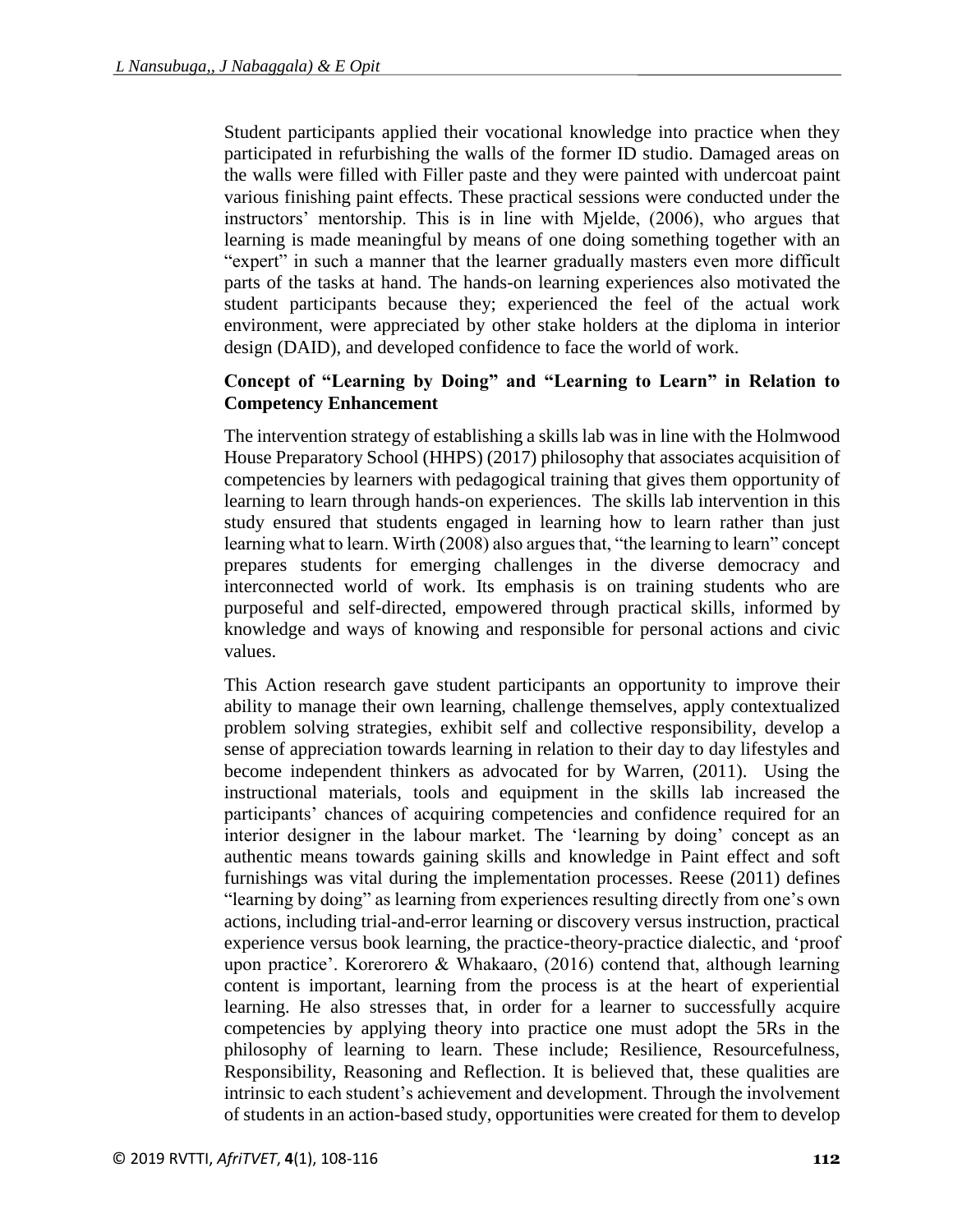Student participants applied their vocational knowledge into practice when they participated in refurbishing the walls of the former ID studio. Damaged areas on the walls were filled with Filler paste and they were painted with undercoat paint various finishing paint effects. These practical sessions were conducted under the instructors' mentorship. This is in line with Mjelde, (2006), who argues that learning is made meaningful by means of one doing something together with an "expert" in such a manner that the learner gradually masters even more difficult parts of the tasks at hand. The hands-on learning experiences also motivated the student participants because they; experienced the feel of the actual work environment, were appreciated by other stake holders at the diploma in interior design (DAID), and developed confidence to face the world of work.

**Concept of "Learning by Doing" and "Learning to Learn" in Relation to Competency Enhancement**

The intervention strategy of establishing a skills lab was in line with the Holmwood House Preparatory School (HHPS) (2017) philosophy that associates acquisition of competencies by learners with pedagogical training that gives them opportunity of learning to learn through hands-on experiences. The skills lab intervention in this study ensured that students engaged in learning how to learn rather than just learning what to learn. Wirth (2008) also argues that, "the learning to learn" concept prepares students for emerging challenges in the diverse democracy and interconnected world of work. Its emphasis is on training students who are purposeful and self-directed, empowered through practical skills, informed by knowledge and ways of knowing and responsible for personal actions and civic values.

This Action research gave student participants an opportunity to improve their ability to manage their own learning, challenge themselves, apply contextualized problem solving strategies, exhibit self and collective responsibility, develop a sense of appreciation towards learning in relation to their day to day lifestyles and become independent thinkers as advocated for by Warren, (2011). Using the instructional materials, tools and equipment in the skills lab increased the participants' chances of acquiring competencies and confidence required for an interior designer in the labour market. The 'learning by doing' concept as an authentic means towards gaining skills and knowledge in Paint effect and soft furnishings was vital during the implementation processes. Reese (2011) defines "learning by doing" as learning from experiences resulting directly from one's own actions, including trial-and-error learning or discovery versus instruction, practical experience versus book learning, the practice-theory-practice dialectic, and 'proof upon practice'. Korerorero & Whakaaro, (2016) contend that, although learning content is important, learning from the process is at the heart of experiential learning. He also stresses that, in order for a learner to successfully acquire competencies by applying theory into practice one must adopt the 5Rs in the philosophy of learning to learn. These include; Resilience, Resourcefulness, Responsibility, Reasoning and Reflection. It is believed that, these qualities are intrinsic to each student's achievement and development. Through the involvement of students in an action-based study, opportunities were created for them to develop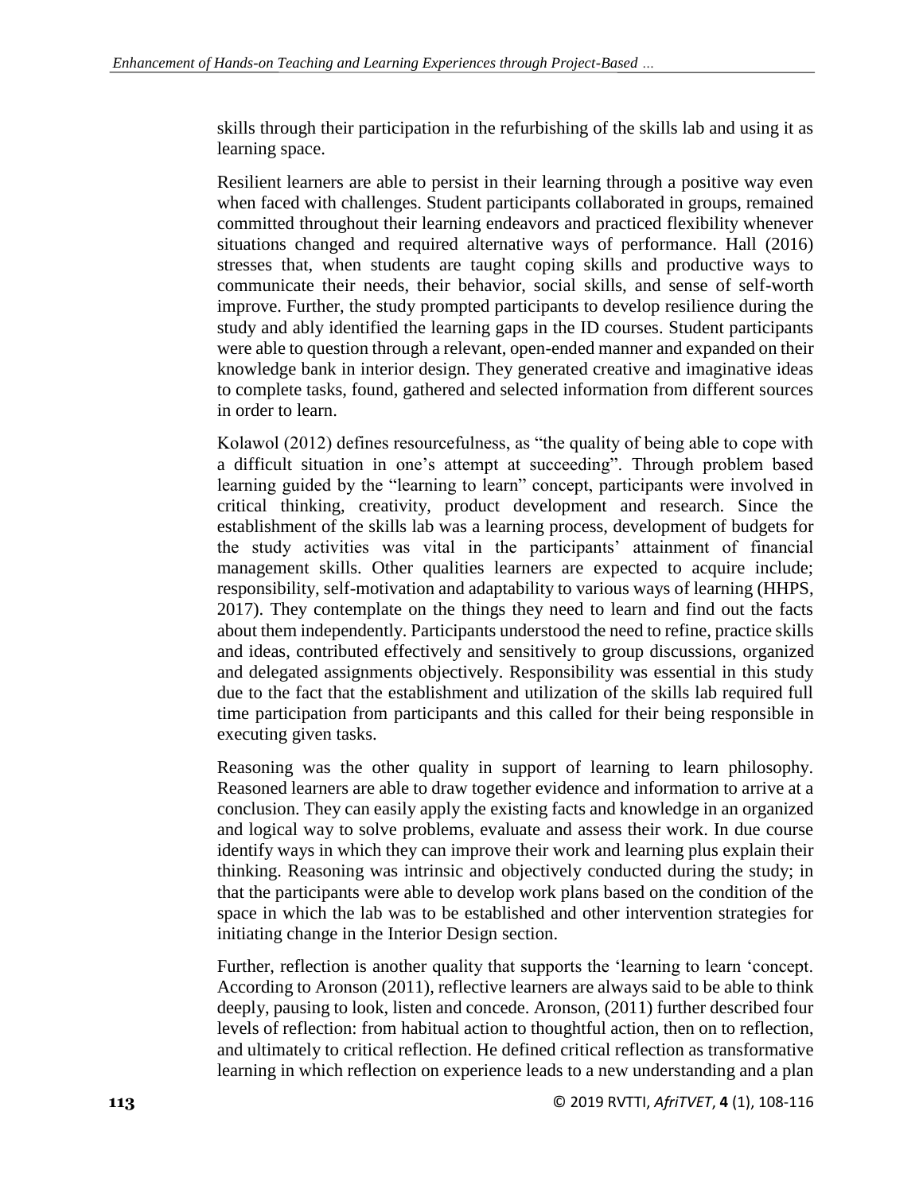skills through their participation in the refurbishing of the skills lab and using it as learning space.

Resilient learners are able to persist in their learning through a positive way even when faced with challenges. Student participants collaborated in groups, remained committed throughout their learning endeavors and practiced flexibility whenever situations changed and required alternative ways of performance. Hall (2016) stresses that, when students are taught coping skills and productive ways to communicate their needs, their behavior, social skills, and sense of self-worth improve. Further, the study prompted participants to develop resilience during the study and ably identified the learning gaps in the ID courses. Student participants were able to question through a relevant, open-ended manner and expanded on their knowledge bank in interior design. They generated creative and imaginative ideas to complete tasks, found, gathered and selected information from different sources in order to learn.

Kolawol (2012) defines resourcefulness, as "the quality of being able to cope with a difficult situation in one's attempt at succeeding". Through problem based learning guided by the "learning to learn" concept, participants were involved in critical thinking, creativity, product development and research. Since the establishment of the skills lab was a learning process, development of budgets for the study activities was vital in the participants' attainment of financial management skills. Other qualities learners are expected to acquire include; responsibility, self-motivation and adaptability to various ways of learning (HHPS, 2017). They contemplate on the things they need to learn and find out the facts about them independently. Participants understood the need to refine, practice skills and ideas, contributed effectively and sensitively to group discussions, organized and delegated assignments objectively. Responsibility was essential in this study due to the fact that the establishment and utilization of the skills lab required full time participation from participants and this called for their being responsible in executing given tasks.

Reasoning was the other quality in support of learning to learn philosophy. Reasoned learners are able to draw together evidence and information to arrive at a conclusion. They can easily apply the existing facts and knowledge in an organized and logical way to solve problems, evaluate and assess their work. In due course identify ways in which they can improve their work and learning plus explain their thinking. Reasoning was intrinsic and objectively conducted during the study; in that the participants were able to develop work plans based on the condition of the space in which the lab was to be established and other intervention strategies for initiating change in the Interior Design section.

Further, reflection is another quality that supports the 'learning to learn 'concept. According to Aronson (2011), reflective learners are always said to be able to think deeply, pausing to look, listen and concede. Aronson, (2011) further described four levels of reflection: from habitual action to thoughtful action, then on to reflection, and ultimately to critical reflection. He defined critical reflection as transformative learning in which reflection on experience leads to a new understanding and a plan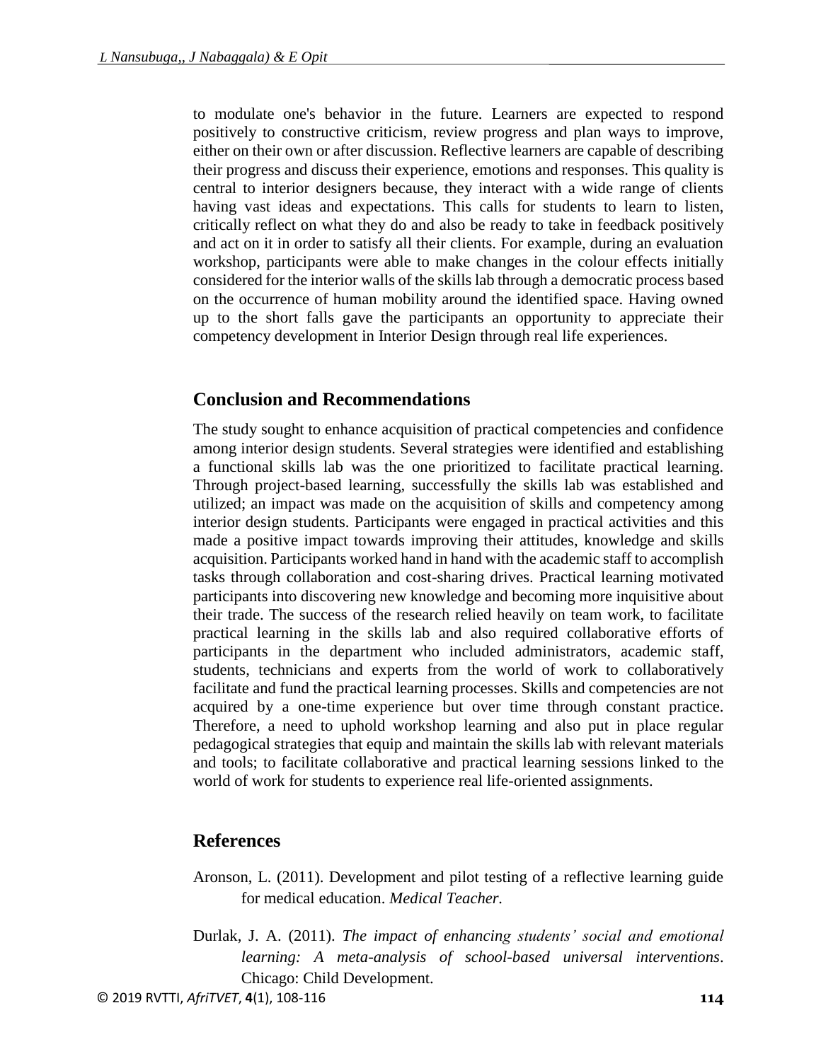to modulate one's behavior in the future. Learners are expected to respond positively to constructive criticism, review progress and plan ways to improve, either on their own or after discussion. Reflective learners are capable of describing their progress and discuss their experience, emotions and responses. This quality is central to interior designers because, they interact with a wide range of clients having vast ideas and expectations. This calls for students to learn to listen, critically reflect on what they do and also be ready to take in feedback positively and act on it in order to satisfy all their clients. For example, during an evaluation workshop, participants were able to make changes in the colour effects initially considered for the interior walls of the skills lab through a democratic process based on the occurrence of human mobility around the identified space. Having owned up to the short falls gave the participants an opportunity to appreciate their competency development in Interior Design through real life experiences.

## Conclusion and Recommendations

The study sought to enhance acquisition of practical competencies and confidence among interior design students. Several strategies were identified and establishing a functional skills lab was the one prioritized to facilitate practical learning. Through project-based learning, successfully the skills lab was established and utilized; an impact was made on the acquisition of skills and competency among interior design students. Participants were engaged in practical activities and this made a positive impact towards improving their attitudes, knowledge and skills acquisition. Participants worked hand in hand with the academic staff to accomplish tasks through collaboration and cost-sharing drives. Practical learning motivated participants into discovering new knowledge and becoming more inquisitive about their trade. The success of the research relied heavily on team work, to facilitate practical learning in the skills lab and also required collaborative efforts of participants in the department who included administrators, academic staff, students, technicians and experts from the world of work to collaboratively facilitate and fund the practical learning processes. Skills and competencies are not acquired by a one-time experience but over time through constant practice. Therefore, a need to uphold workshop learning and also put in place regular pedagogical strategies that equip and maintain the skills lab with relevant materials and tools; to facilitate collaborative and practical learning sessions linked to the world of work for students to experience real life-oriented assignments.

## References

Aronson, L. (2011). Development and pilot testing of a reflective learning guide for medical education. *Medical Teacher.*

Durlak, J. A. (2011). *The impact of enhancing students' social and emotional learning: A meta-analysis of school-based universal interventions*. Chicago: Child Development.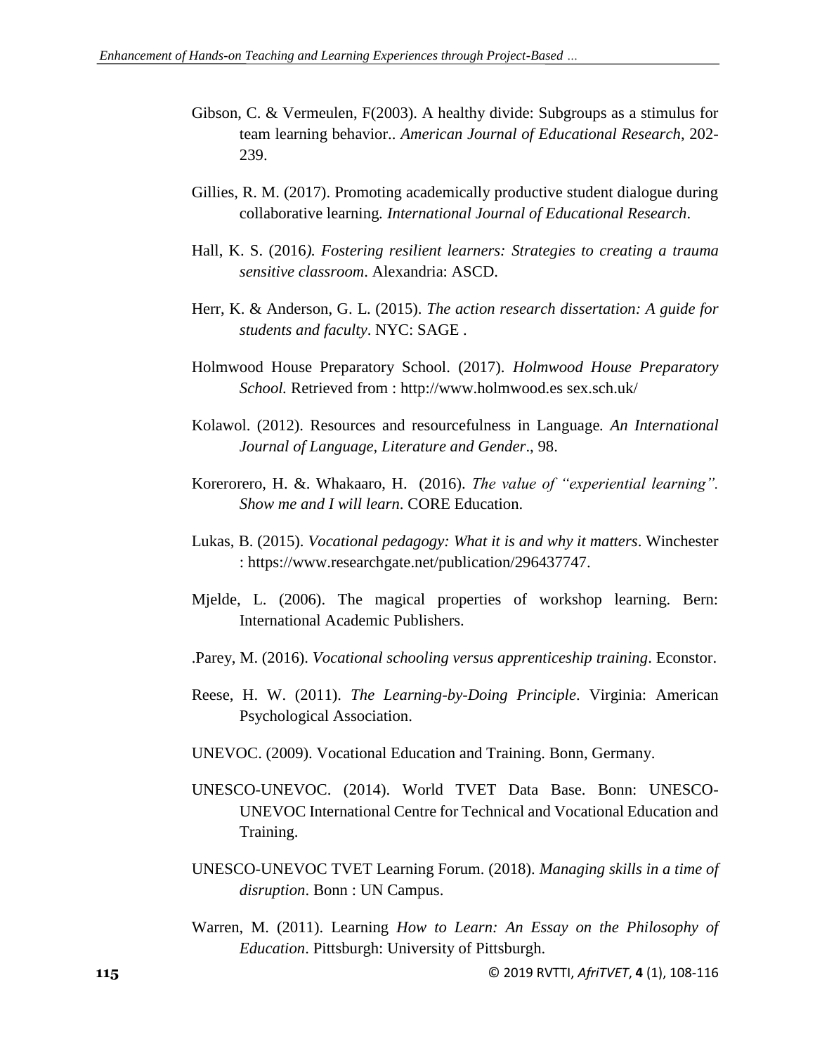Gibson, C. & Vermeulen, F(2003). A healthy divide: Subgroups as a stimulus for team learning behavior.. *American Journal of Educational Research*, 202-239.

Gillies, R. M. (2017). Promoting academically productive student dialogue during collaborative learning. *International Journal of Educational Research*.

Hall, K. S. (2016*). Fostering resilient learners: Strategies to creating a trauma sensitive classroom*. Alexandria: ASCD.

Herr, K. & Anderson, G. L. (2015). *The action research dissertation: A guide for students and faculty*. NYC: SAGE .

Holmwood House Preparatory School. (2017). *Holmwood House Preparatory School.* Retrieved from : http://www.holmwood.es sex.sch.uk/

Kolawol. (2012). Resources and resourcefulness in Language. *An International Journal of Language, Literature and Gender*., 98.

Korerorero, H. &. Whakaaro, H. (2016). *The value of "experiential learning". Show me and I will learn*. CORE Education.

Lukas, B. (2015). *Vocational pedagogy: What it is and why it matters*. Winchester : https://www.researchgate.net/publication/296437747.

Mjelde, L. (2006). The magical properties of workshop learning. Bern: International Academic Publishers.

.Parey, M. (2016). *Vocational schooling versus apprenticeship training*. Econstor.

Reese, H. W. (2011). *The Learning-by-Doing Principle*. Virginia: American Psychological Association.

UNEVOC. (2009). Vocational Education and Training. Bonn, Germany.

UNESCO-UNEVOC. (2014). World TVET Data Base. Bonn: UNESCO-UNEVOC International Centre for Technical and Vocational Education and Training.

UNESCO-UNEVOC TVET Learning Forum. (2018). *Managing skills in a time of disruption*. Bonn : UN Campus.

Warren, M. (2011). Learning *How to Learn: An Essay on the Philosophy of Education*. Pittsburgh: University of Pittsburgh.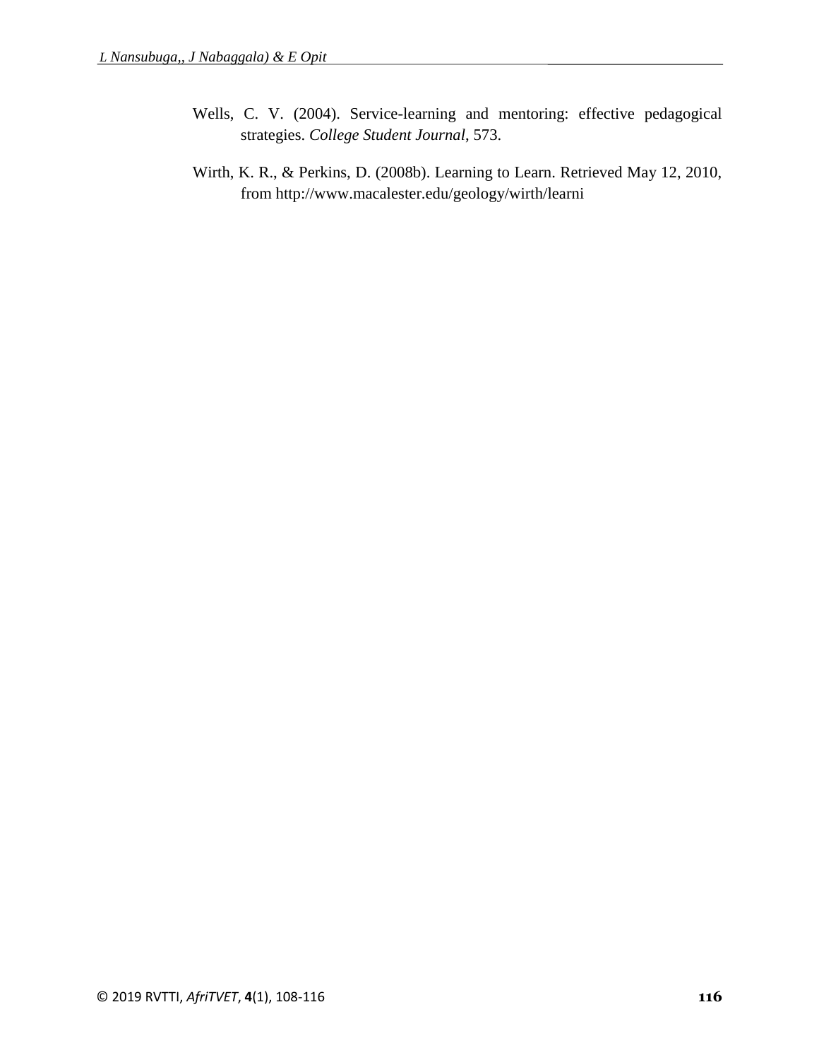Wells, C. V. (2004). Service-learning and mentoring: effective pedagogical strategies. *College Student Journal*, 573.

Wirth, K. R., & Perkins, D. (2008b). Learning to Learn. Retrieved May 12, 2010, from http://www.macalester.edu/geology/wirth/learni